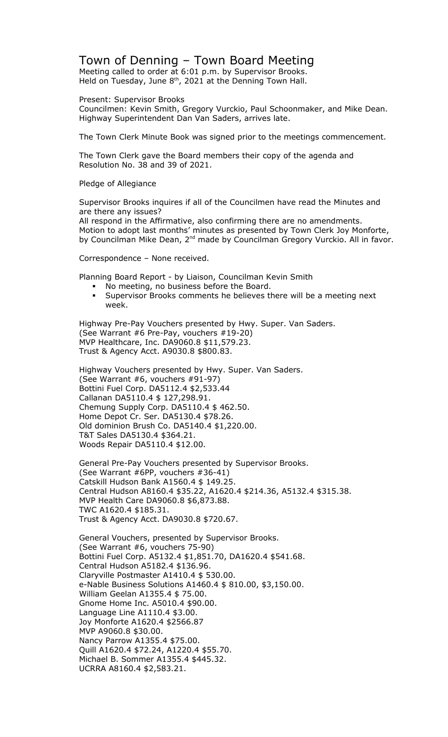# Town of Denning – Town Board Meeting

Meeting called to order at 6:01 p.m. by Supervisor Brooks.
Held on Tuesday, June 8th, 2021 at the Denning Town Hall.

Present: Supervisor Brooks
Councilmen: Kevin Smith, Gregory Vurckio, Paul Schoonmaker, and Mike Dean.
Highway Superintendent Dan Van Saders, arrives late.

The Town Clerk Minute Book was signed prior to the meetings commencement.

The Town Clerk gave the Board members their copy of the agenda and Resolution No. 38 and 39 of 2021.

Pledge of Allegiance

Supervisor Brooks inquires if all of the Councilmen have read the Minutes and are there any issues?
All respond in the Affirmative, also confirming there are no amendments.
Motion to adopt last months' minutes as presented by Town Clerk Joy Monforte, by Councilman Mike Dean, 2nd made by Councilman Gregory Vurckio. All in favor.

Correspondence – None received.

Planning Board Report - by Liaison, Councilman Kevin Smith

- No meeting, no business before the Board.
- Supervisor Brooks comments he believes there will be a meeting next week.

Highway Pre-Pay Vouchers presented by Hwy. Super. Van Saders.
(See Warrant #6 Pre-Pay, vouchers #19-20)
MVP Healthcare, Inc. DA9060.8 $11,579.23.
Trust & Agency Acct. A9030.8 $800.83.

Highway Vouchers presented by Hwy. Super. Van Saders.
(See Warrant #6, vouchers #91-97)
Bottini Fuel Corp. DA5112.4 $2,533.44
Callanan DA5110.4 $ 127,298.91.
Chemung Supply Corp. DA5110.4 $ 462.50.
Home Depot Cr. Ser. DA5130.4 $78.26.
Old dominion Brush Co. DA5140.4 $1,220.00.
T&T Sales DA5130.4 $364.21.
Woods Repair DA5110.4 $12.00.

General Pre-Pay Vouchers presented by Supervisor Brooks.
(See Warrant #6PP, vouchers #36-41)
Catskill Hudson Bank A1560.4 $ 149.25.
Central Hudson A8160.4 $35.22, A1620.4 $214.36, A5132.4 $315.38.
MVP Health Care DA9060.8 $6,873.88.
TWC A1620.4 $185.31.
Trust & Agency Acct. DA9030.8 $720.67.

General Vouchers, presented by Supervisor Brooks.
(See Warrant #6, vouchers 75-90)
Bottini Fuel Corp. A5132.4 $1,851.70, DA1620.4 $541.68.
Central Hudson A5182.4 $136.96.
Claryville Postmaster A1410.4 $ 530.00.
e-Nable Business Solutions A1460.4 $ 810.00, $3,150.00.
William Geelan A1355.4 $ 75.00.
Gnome Home Inc. A5010.4 $90.00.
Language Line A1110.4 $3.00.
Joy Monforte A1620.4 $2566.87
MVP A9060.8 $30.00.
Nancy Parrow A1355.4 $75.00.
Quill A1620.4 $72.24, A1220.4 $55.70.
Michael B. Sommer A1355.4 $445.32.
UCRRA A8160.4 $2,583.21.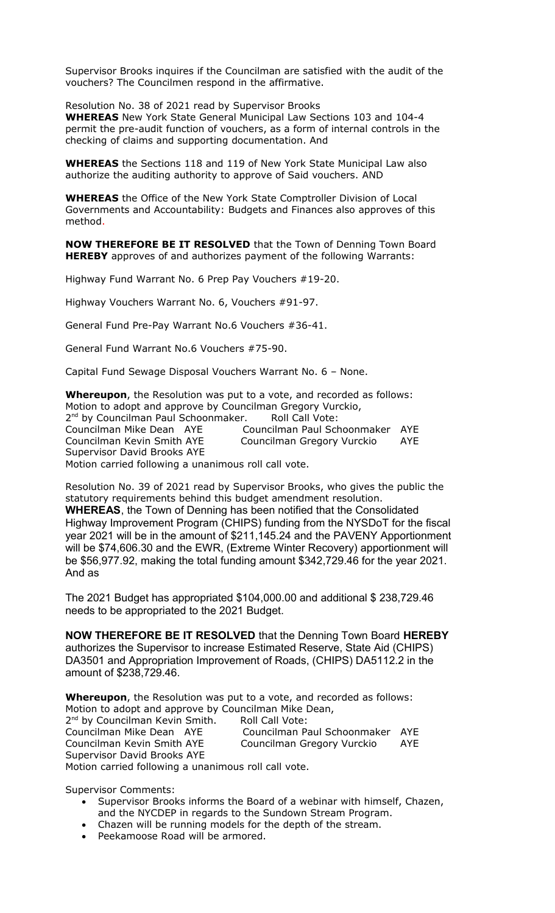Supervisor Brooks inquires if the Councilman are satisfied with the audit of the vouchers? The Councilmen respond in the affirmative.

Resolution No. 38 of 2021 read by Supervisor Brooks

**WHEREAS** New York State General Municipal Law Sections 103 and 104-4 permit the pre-audit function of vouchers, as a form of internal controls in the checking of claims and supporting documentation. And

**WHEREAS** the Sections 118 and 119 of New York State Municipal Law also authorize the auditing authority to approve of Said vouchers. AND

**WHEREAS** the Office of the New York State Comptroller Division of Local Governments and Accountability: Budgets and Finances also approves of this method.

**NOW THEREFORE BE IT RESOLVED** that the Town of Denning Town Board **HEREBY** approves of and authorizes payment of the following Warrants:

Highway Fund Warrant No. 6 Prep Pay Vouchers #19-20.

Highway Vouchers Warrant No. 6, Vouchers #91-97.

General Fund Pre-Pay Warrant No.6 Vouchers #36-41.

General Fund Warrant No.6 Vouchers #75-90.

Capital Fund Sewage Disposal Vouchers Warrant No. 6 – None.

**Whereupon**, the Resolution was put to a vote, and recorded as follows:
Motion to adopt and approve by Councilman Gregory Vurckio,
2nd by Councilman Paul Schoonmaker. Roll Call Vote:
Councilman Mike Dean AYE Councilman Paul Schoonmaker AYE
Councilman Kevin Smith AYE Councilman Gregory Vurckio AYE
Supervisor David Brooks AYE
Motion carried following a unanimous roll call vote.

Resolution No. 39 of 2021 read by Supervisor Brooks, who gives the public the statutory requirements behind this budget amendment resolution.

**WHEREAS**, the Town of Denning has been notified that the Consolidated Highway Improvement Program (CHIPS) funding from the NYSDoT for the fiscal year 2021 will be in the amount of $211,145.24 and the PAVENY Apportionment will be $74,606.30 and the EWR, (Extreme Winter Recovery) apportionment will be $56,977.92, making the total funding amount $342,729.46 for the year 2021. And as

The 2021 Budget has appropriated $104,000.00 and additional $ 238,729.46 needs to be appropriated to the 2021 Budget.

**NOW THEREFORE BE IT RESOLVED** that the Denning Town Board **HEREBY** authorizes the Supervisor to increase Estimated Reserve, State Aid (CHIPS) DA3501 and Appropriation Improvement of Roads, (CHIPS) DA5112.2 in the amount of $238,729.46.

**Whereupon**, the Resolution was put to a vote, and recorded as follows:
Motion to adopt and approve by Councilman Mike Dean,
2nd by Councilman Kevin Smith. Roll Call Vote:
Councilman Mike Dean AYE Councilman Paul Schoonmaker AYE
Councilman Kevin Smith AYE Councilman Gregory Vurckio AYE
Supervisor David Brooks AYE
Motion carried following a unanimous roll call vote.

Supervisor Comments:

- Supervisor Brooks informs the Board of a webinar with himself, Chazen, and the NYCDEP in regards to the Sundown Stream Program.
- Chazen will be running models for the depth of the stream.
- Peekamoose Road will be armored.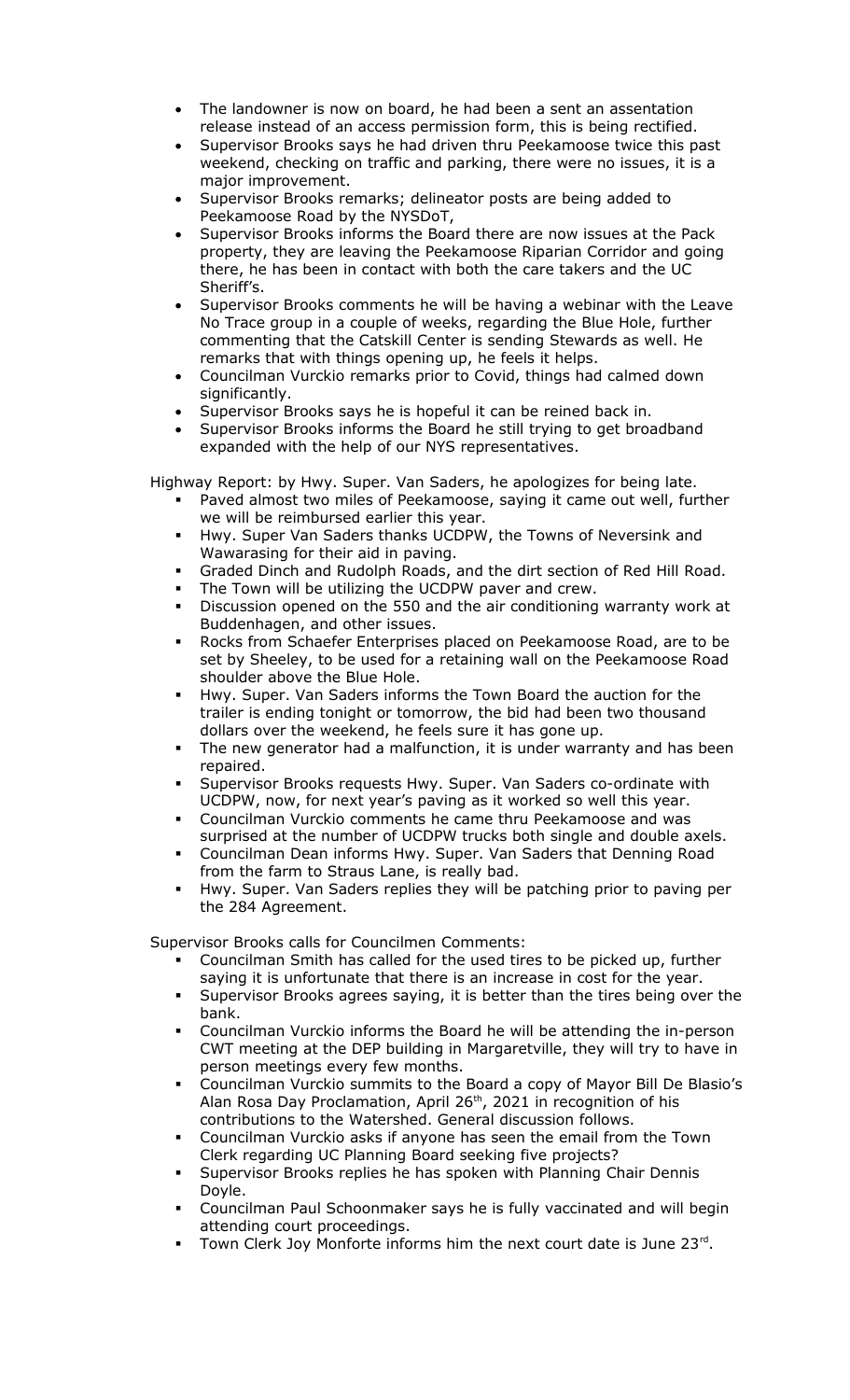- The landowner is now on board, he had been a sent an assentation release instead of an access permission form, this is being rectified.
- Supervisor Brooks says he had driven thru Peekamoose twice this past weekend, checking on traffic and parking, there were no issues, it is a major improvement.
- Supervisor Brooks remarks; delineator posts are being added to Peekamoose Road by the NYSDoT,
- Supervisor Brooks informs the Board there are now issues at the Pack property, they are leaving the Peekamoose Riparian Corridor and going there, he has been in contact with both the care takers and the UC Sheriff's.
- Supervisor Brooks comments he will be having a webinar with the Leave No Trace group in a couple of weeks, regarding the Blue Hole, further commenting that the Catskill Center is sending Stewards as well. He remarks that with things opening up, he feels it helps.
- Councilman Vurckio remarks prior to Covid, things had calmed down significantly.
- Supervisor Brooks says he is hopeful it can be reined back in.
- Supervisor Brooks informs the Board he still trying to get broadband expanded with the help of our NYS representatives.

Highway Report: by Hwy. Super. Van Saders, he apologizes for being late.

- Paved almost two miles of Peekamoose, saying it came out well, further we will be reimbursed earlier this year.
- Hwy. Super Van Saders thanks UCDPW, the Towns of Neversink and Wawarasing for their aid in paving.
- Graded Dinch and Rudolph Roads, and the dirt section of Red Hill Road.
- The Town will be utilizing the UCDPW paver and crew.
- Discussion opened on the 550 and the air conditioning warranty work at Buddenhagen, and other issues.
- Rocks from Schaefer Enterprises placed on Peekamoose Road, are to be set by Sheeley, to be used for a retaining wall on the Peekamoose Road shoulder above the Blue Hole.
- Hwy. Super. Van Saders informs the Town Board the auction for the trailer is ending tonight or tomorrow, the bid had been two thousand dollars over the weekend, he feels sure it has gone up.
- The new generator had a malfunction, it is under warranty and has been repaired.
- Supervisor Brooks requests Hwy. Super. Van Saders co-ordinate with UCDPW, now, for next year's paving as it worked so well this year.
- Councilman Vurckio comments he came thru Peekamoose and was surprised at the number of UCDPW trucks both single and double axels.
- Councilman Dean informs Hwy. Super. Van Saders that Denning Road from the farm to Straus Lane, is really bad.
- Hwy. Super. Van Saders replies they will be patching prior to paving per the 284 Agreement.

Supervisor Brooks calls for Councilmen Comments:

- Councilman Smith has called for the used tires to be picked up, further saying it is unfortunate that there is an increase in cost for the year.
- Supervisor Brooks agrees saying, it is better than the tires being over the bank.
- Councilman Vurckio informs the Board he will be attending the in-person CWT meeting at the DEP building in Margaretville, they will try to have in person meetings every few months.
- Councilman Vurckio summits to the Board a copy of Mayor Bill De Blasio's Alan Rosa Day Proclamation, April 26th, 2021 in recognition of his contributions to the Watershed. General discussion follows.
- Councilman Vurckio asks if anyone has seen the email from the Town Clerk regarding UC Planning Board seeking five projects?
- Supervisor Brooks replies he has spoken with Planning Chair Dennis Doyle.
- Councilman Paul Schoonmaker says he is fully vaccinated and will begin attending court proceedings.
- Town Clerk Joy Monforte informs him the next court date is June 23rd.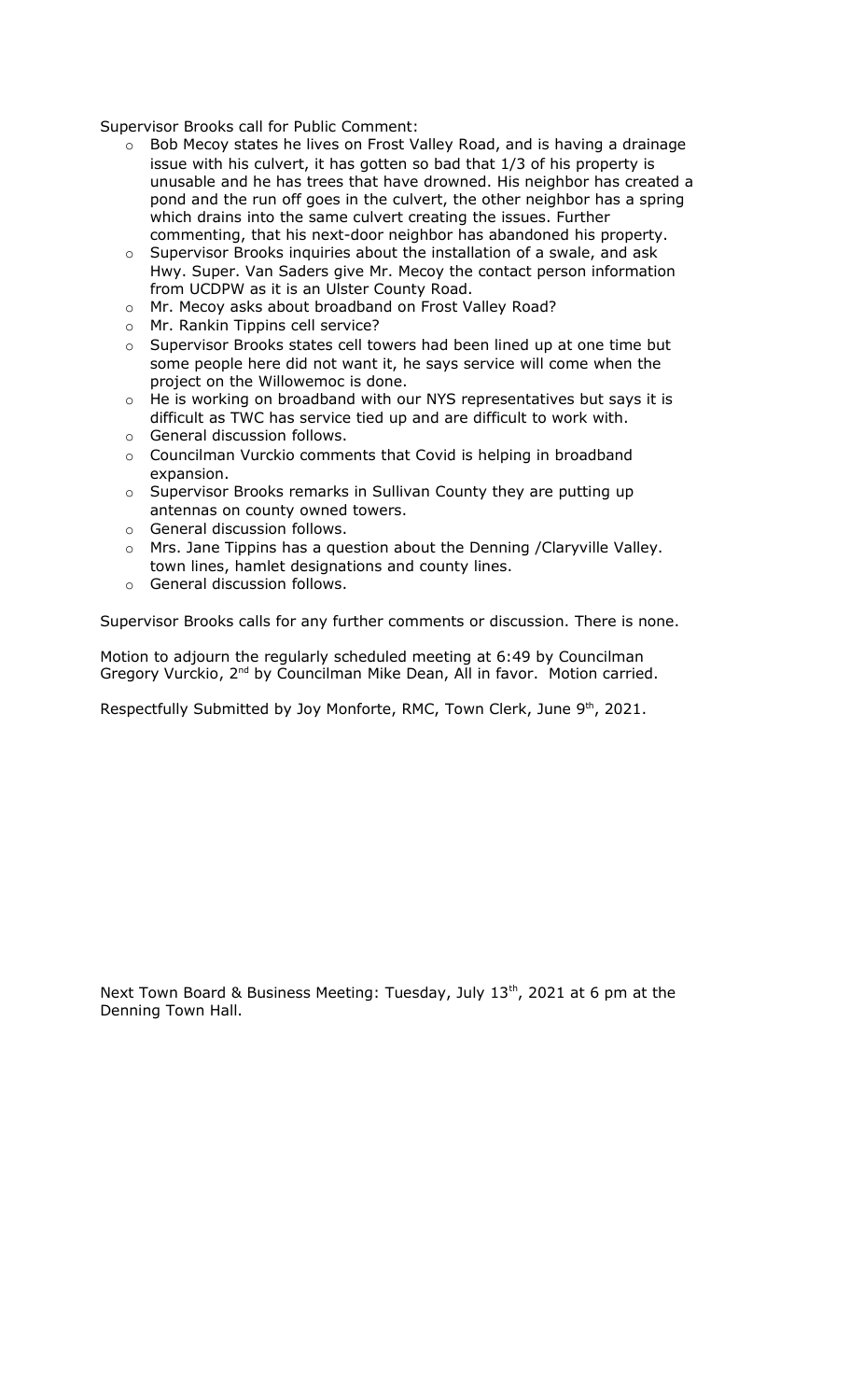Supervisor Brooks call for Public Comment:

- Bob Mecoy states he lives on Frost Valley Road, and is having a drainage issue with his culvert, it has gotten so bad that 1/3 of his property is unusable and he has trees that have drowned. His neighbor has created a pond and the run off goes in the culvert, the other neighbor has a spring which drains into the same culvert creating the issues. Further commenting, that his next-door neighbor has abandoned his property.
- Supervisor Brooks inquiries about the installation of a swale, and ask Hwy. Super. Van Saders give Mr. Mecoy the contact person information from UCDPW as it is an Ulster County Road.
- Mr. Mecoy asks about broadband on Frost Valley Road?
- Mr. Rankin Tippins cell service?
- Supervisor Brooks states cell towers had been lined up at one time but some people here did not want it, he says service will come when the project on the Willowemoc is done.
- He is working on broadband with our NYS representatives but says it is difficult as TWC has service tied up and are difficult to work with.
- General discussion follows.
- Councilman Vurckio comments that Covid is helping in broadband expansion.
- Supervisor Brooks remarks in Sullivan County they are putting up antennas on county owned towers.
- General discussion follows.
- Mrs. Jane Tippins has a question about the Denning /Claryville Valley. town lines, hamlet designations and county lines.
- General discussion follows.

Supervisor Brooks calls for any further comments or discussion. There is none.

Motion to adjourn the regularly scheduled meeting at 6:49 by Councilman Gregory Vurckio, 2nd by Councilman Mike Dean, All in favor. Motion carried.

Respectfully Submitted by Joy Monforte, RMC, Town Clerk, June 9th, 2021.

Next Town Board & Business Meeting: Tuesday, July 13th, 2021 at 6 pm at the Denning Town Hall.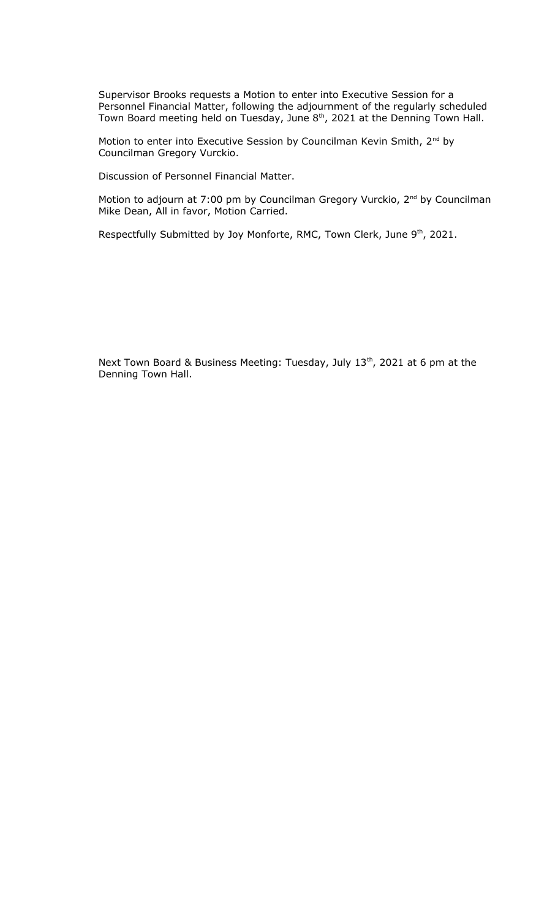Supervisor Brooks requests a Motion to enter into Executive Session for a Personnel Financial Matter, following the adjournment of the regularly scheduled Town Board meeting held on Tuesday, June 8th, 2021 at the Denning Town Hall.

Motion to enter into Executive Session by Councilman Kevin Smith, 2nd by Councilman Gregory Vurckio.

Discussion of Personnel Financial Matter.

Motion to adjourn at 7:00 pm by Councilman Gregory Vurckio, 2nd by Councilman Mike Dean, All in favor, Motion Carried.

Respectfully Submitted by Joy Monforte, RMC, Town Clerk, June 9th, 2021.

Next Town Board & Business Meeting: Tuesday, July 13th, 2021 at 6 pm at the Denning Town Hall.